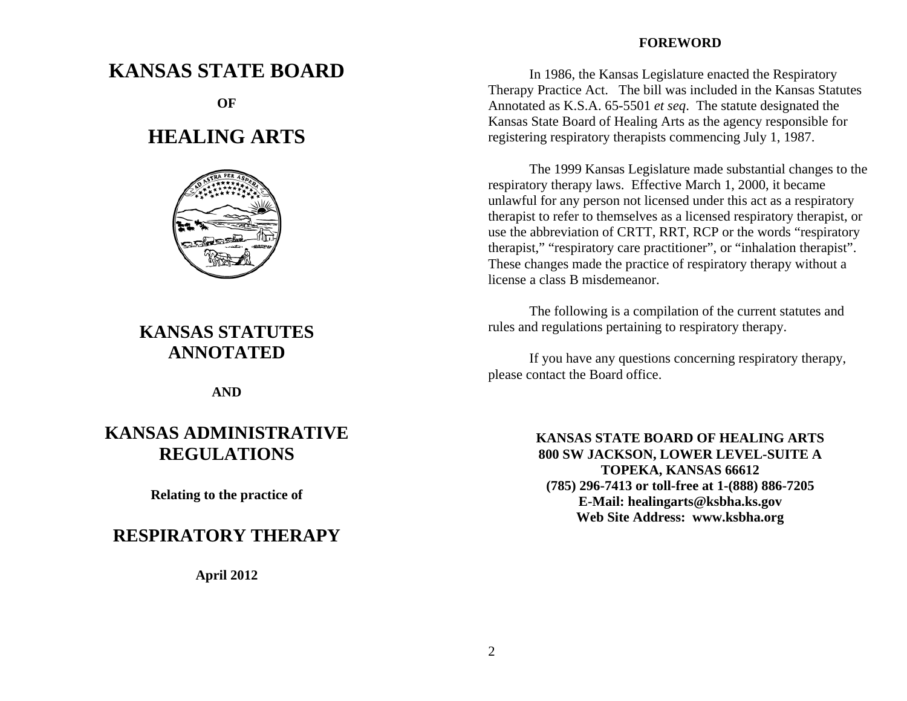# KANSAS STATE BOARD

**OF**

# HEALING ARTS

# KANSAS STATUTES ANNOTATED

**AND**

# KANSAS ADMINISTRATIVE REGULATIONS

**Relating to the practice of**

# RESPIRATORY THERAPY

**April 2012**

## FOREWORD

In 1986, the Kansas Legislature enacted the Respiratory Therapy Practice Act. The bill was included in the Kansas Statutes Annotated as K.S.A. 65-5501 *et seq*. The statute designated the Kansas State Board of Healing Arts as the agency responsible for registering respiratory therapists commencing July 1, 1987.

The 1999 Kansas Legislature made substantial changes to the respiratory therapy laws. Effective March 1, 2000, it became unlawful for any person not licensed under this act as a respiratory therapist to refer to themselves as a licensed respiratory therapist, or use the abbreviation of CRTT, RRT, RCP or the words "respiratory therapist," "respiratory care practitioner", or "inhalation therapist". These changes made the practice of respiratory therapy without a license a class B misdemeanor.

The following is a compilation of the current statutes and rules and regulations pertaining to respiratory therapy.

If you have any questions concerning respiratory therapy, please contact the Board office.

**KANSAS STATE BOARD OF HEALING ARTS**
**800 SW JACKSON, LOWER LEVEL-SUITE A**
**TOPEKA, KANSAS 66612**
**(785) 296-7413 or toll-free at 1-(888) 886-7205**
**E-Mail: healingarts@ksbha.ks.gov**
**Web Site Address: www.ksbha.org**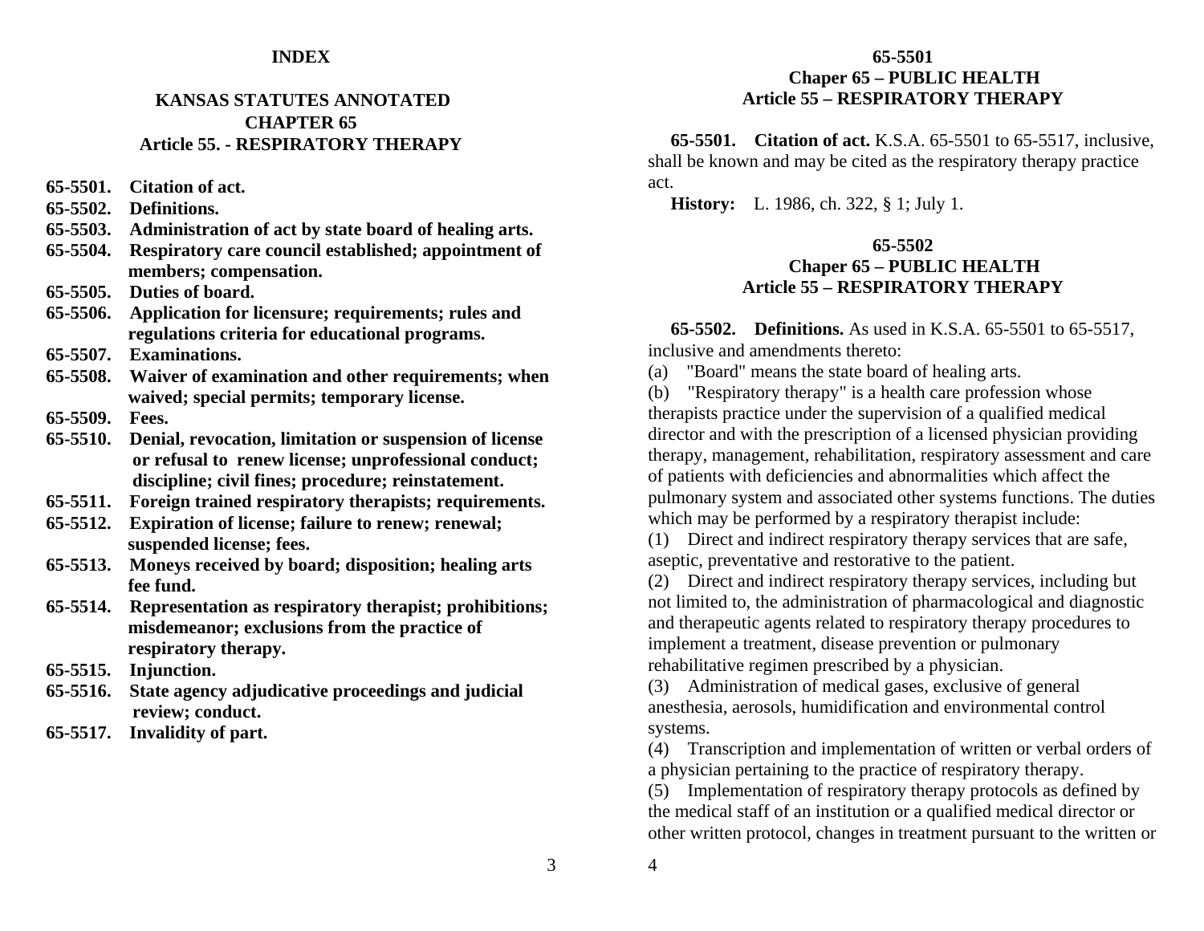# INDEX

## KANSAS STATUTES ANNOTATED
## CHAPTER 65
## Article 55. - RESPIRATORY THERAPY

**65-5501. Citation of act.**
**65-5502. Definitions.**
**65-5503. Administration of act by state board of healing arts.**
**65-5504. Respiratory care council established; appointment of members; compensation.**
**65-5505. Duties of board.**
**65-5506. Application for licensure; requirements; rules and regulations criteria for educational programs.**
**65-5507. Examinations.**
**65-5508. Waiver of examination and other requirements; when waived; special permits; temporary license.**
**65-5509. Fees.**
**65-5510. Denial, revocation, limitation or suspension of license or refusal to renew license; unprofessional conduct; discipline; civil fines; procedure; reinstatement.**
**65-5511. Foreign trained respiratory therapists; requirements.**
**65-5512. Expiration of license; failure to renew; renewal; suspended license; fees.**
**65-5513. Moneys received by board; disposition; healing arts fee fund.**
**65-5514. Representation as respiratory therapist; prohibitions; misdemeanor; exclusions from the practice of respiratory therapy.**
**65-5515. Injunction.**
**65-5516. State agency adjudicative proceedings and judicial review; conduct.**
**65-5517. Invalidity of part.**

## 65-5501
## Chaper 65 – PUBLIC HEALTH
## Article 55 – RESPIRATORY THERAPY

**65-5501. Citation of act.** K.S.A. 65-5501 to 65-5517, inclusive, shall be known and may be cited as the respiratory therapy practice act.

**History:** L. 1986, ch. 322, § 1; July 1.

## 65-5502
## Chaper 65 – PUBLIC HEALTH
## Article 55 – RESPIRATORY THERAPY

**65-5502. Definitions.** As used in K.S.A. 65-5501 to 65-5517, inclusive and amendments thereto:

(a) "Board" means the state board of healing arts.

(b) "Respiratory therapy" is a health care profession whose therapists practice under the supervision of a qualified medical director and with the prescription of a licensed physician providing therapy, management, rehabilitation, respiratory assessment and care of patients with deficiencies and abnormalities which affect the pulmonary system and associated other systems functions. The duties which may be performed by a respiratory therapist include:

(1) Direct and indirect respiratory therapy services that are safe, aseptic, preventative and restorative to the patient.

(2) Direct and indirect respiratory therapy services, including but not limited to, the administration of pharmacological and diagnostic and therapeutic agents related to respiratory therapy procedures to implement a treatment, disease prevention or pulmonary rehabilitative regimen prescribed by a physician.

(3) Administration of medical gases, exclusive of general anesthesia, aerosols, humidification and environmental control systems.

(4) Transcription and implementation of written or verbal orders of a physician pertaining to the practice of respiratory therapy.

(5) Implementation of respiratory therapy protocols as defined by the medical staff of an institution or a qualified medical director or other written protocol, changes in treatment pursuant to the written or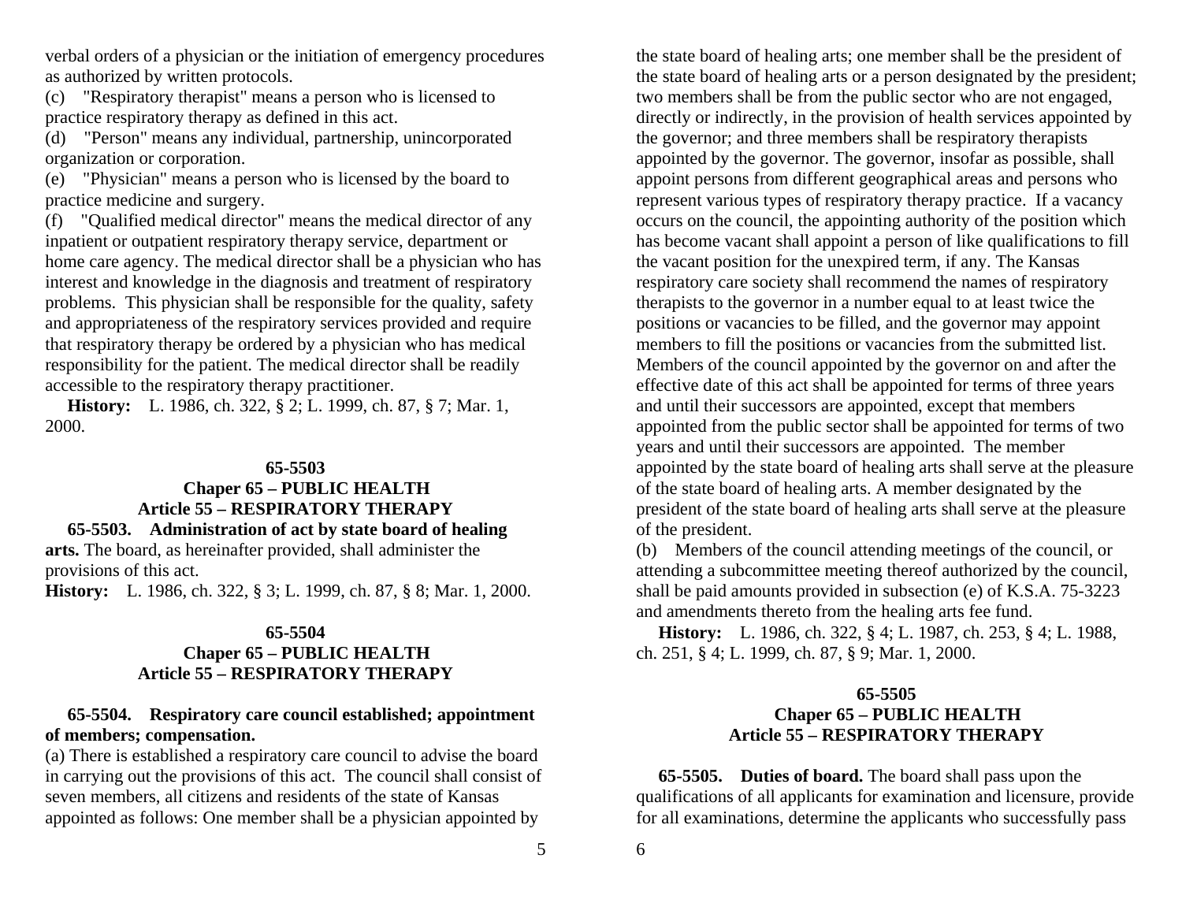verbal orders of a physician or the initiation of emergency procedures as authorized by written protocols.

(c) "Respiratory therapist" means a person who is licensed to practice respiratory therapy as defined in this act.

(d) "Person" means any individual, partnership, unincorporated organization or corporation.

(e) "Physician" means a person who is licensed by the board to practice medicine and surgery.

(f) "Qualified medical director" means the medical director of any inpatient or outpatient respiratory therapy service, department or home care agency. The medical director shall be a physician who has interest and knowledge in the diagnosis and treatment of respiratory problems. This physician shall be responsible for the quality, safety and appropriateness of the respiratory services provided and require that respiratory therapy be ordered by a physician who has medical responsibility for the patient. The medical director shall be readily accessible to the respiratory therapy practitioner.

**History:** L. 1986, ch. 322, § 2; L. 1999, ch. 87, § 7; Mar. 1, 2000.

**65-5503**
**Chaper 65 – PUBLIC HEALTH**
**Article 55 – RESPIRATORY THERAPY**

**65-5503. Administration of act by state board of healing arts.** The board, as hereinafter provided, shall administer the provisions of this act.

**History:** L. 1986, ch. 322, § 3; L. 1999, ch. 87, § 8; Mar. 1, 2000.

**65-5504**
**Chaper 65 – PUBLIC HEALTH**
**Article 55 – RESPIRATORY THERAPY**

**65-5504. Respiratory care council established; appointment of members; compensation.**

(a) There is established a respiratory care council to advise the board in carrying out the provisions of this act. The council shall consist of seven members, all citizens and residents of the state of Kansas appointed as follows: One member shall be a physician appointed by the state board of healing arts; one member shall be the president of the state board of healing arts or a person designated by the president; two members shall be from the public sector who are not engaged, directly or indirectly, in the provision of health services appointed by the governor; and three members shall be respiratory therapists appointed by the governor. The governor, insofar as possible, shall appoint persons from different geographical areas and persons who represent various types of respiratory therapy practice. If a vacancy occurs on the council, the appointing authority of the position which has become vacant shall appoint a person of like qualifications to fill the vacant position for the unexpired term, if any. The Kansas respiratory care society shall recommend the names of respiratory therapists to the governor in a number equal to at least twice the positions or vacancies to be filled, and the governor may appoint members to fill the positions or vacancies from the submitted list. Members of the council appointed by the governor on and after the effective date of this act shall be appointed for terms of three years and until their successors are appointed, except that members appointed from the public sector shall be appointed for terms of two years and until their successors are appointed. The member appointed by the state board of healing arts shall serve at the pleasure of the state board of healing arts. A member designated by the president of the state board of healing arts shall serve at the pleasure of the president.

(b) Members of the council attending meetings of the council, or attending a subcommittee meeting thereof authorized by the council, shall be paid amounts provided in subsection (e) of K.S.A. 75-3223 and amendments thereto from the healing arts fee fund.

**History:** L. 1986, ch. 322, § 4; L. 1987, ch. 253, § 4; L. 1988, ch. 251, § 4; L. 1999, ch. 87, § 9; Mar. 1, 2000.

**65-5505**
**Chaper 65 – PUBLIC HEALTH**
**Article 55 – RESPIRATORY THERAPY**

**65-5505. Duties of board.** The board shall pass upon the qualifications of all applicants for examination and licensure, provide for all examinations, determine the applicants who successfully pass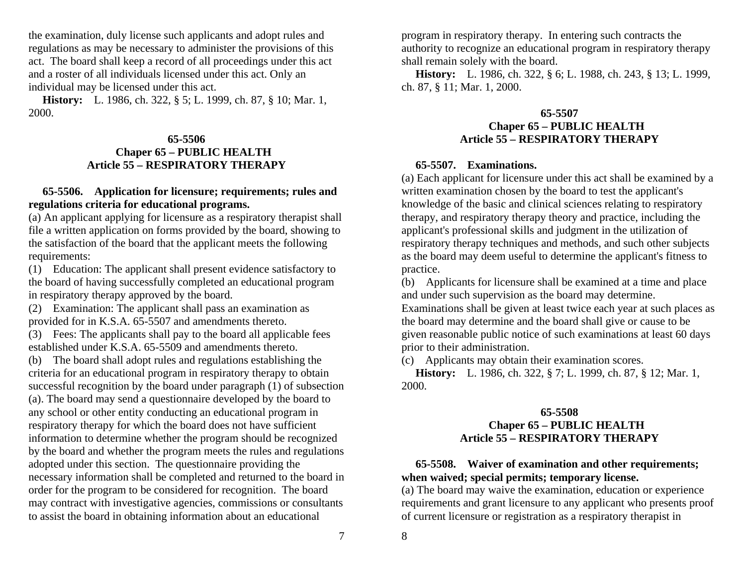the examination, duly license such applicants and adopt rules and regulations as may be necessary to administer the provisions of this act. The board shall keep a record of all proceedings under this act and a roster of all individuals licensed under this act. Only an individual may be licensed under this act.

**History:** L. 1986, ch. 322, § 5; L. 1999, ch. 87, § 10; Mar. 1, 2000.

### 65-5506
### Chaper 65 – PUBLIC HEALTH
### Article 55 – RESPIRATORY THERAPY

**65-5506. Application for licensure; requirements; rules and regulations criteria for educational programs.**

(a) An applicant applying for licensure as a respiratory therapist shall file a written application on forms provided by the board, showing to the satisfaction of the board that the applicant meets the following requirements:

(1) Education: The applicant shall present evidence satisfactory to the board of having successfully completed an educational program in respiratory therapy approved by the board.

(2) Examination: The applicant shall pass an examination as provided for in K.S.A. 65-5507 and amendments thereto.

(3) Fees: The applicants shall pay to the board all applicable fees established under K.S.A. 65-5509 and amendments thereto.

(b) The board shall adopt rules and regulations establishing the criteria for an educational program in respiratory therapy to obtain successful recognition by the board under paragraph (1) of subsection (a). The board may send a questionnaire developed by the board to any school or other entity conducting an educational program in respiratory therapy for which the board does not have sufficient information to determine whether the program should be recognized by the board and whether the program meets the rules and regulations adopted under this section. The questionnaire providing the necessary information shall be completed and returned to the board in order for the program to be considered for recognition. The board may contract with investigative agencies, commissions or consultants to assist the board in obtaining information about an educational program in respiratory therapy. In entering such contracts the authority to recognize an educational program in respiratory therapy shall remain solely with the board.

**History:** L. 1986, ch. 322, § 6; L. 1988, ch. 243, § 13; L. 1999, ch. 87, § 11; Mar. 1, 2000.

### 65-5507
### Chaper 65 – PUBLIC HEALTH
### Article 55 – RESPIRATORY THERAPY

**65-5507. Examinations.**

(a) Each applicant for licensure under this act shall be examined by a written examination chosen by the board to test the applicant's knowledge of the basic and clinical sciences relating to respiratory therapy, and respiratory therapy theory and practice, including the applicant's professional skills and judgment in the utilization of respiratory therapy techniques and methods, and such other subjects as the board may deem useful to determine the applicant's fitness to practice.

(b) Applicants for licensure shall be examined at a time and place and under such supervision as the board may determine. Examinations shall be given at least twice each year at such places as the board may determine and the board shall give or cause to be given reasonable public notice of such examinations at least 60 days prior to their administration.

(c) Applicants may obtain their examination scores.

**History:** L. 1986, ch. 322, § 7; L. 1999, ch. 87, § 12; Mar. 1, 2000.

### 65-5508
### Chaper 65 – PUBLIC HEALTH
### Article 55 – RESPIRATORY THERAPY

**65-5508. Waiver of examination and other requirements; when waived; special permits; temporary license.**

(a) The board may waive the examination, education or experience requirements and grant licensure to any applicant who presents proof of current licensure or registration as a respiratory therapist in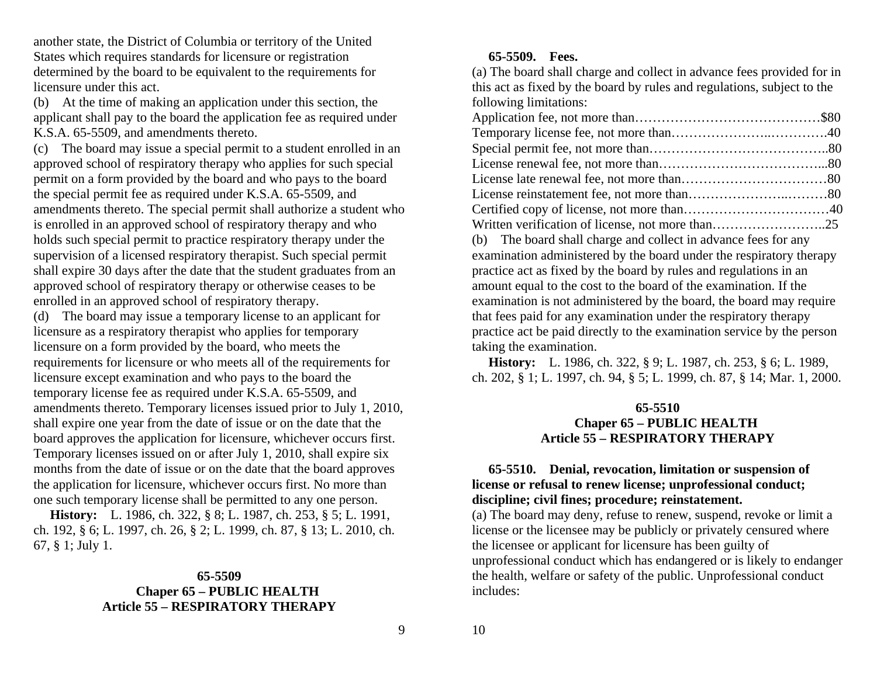another state, the District of Columbia or territory of the United States which requires standards for licensure or registration determined by the board to be equivalent to the requirements for licensure under this act.

(b) At the time of making an application under this section, the applicant shall pay to the board the application fee as required under K.S.A. 65-5509, and amendments thereto.

(c) The board may issue a special permit to a student enrolled in an approved school of respiratory therapy who applies for such special permit on a form provided by the board and who pays to the board the special permit fee as required under K.S.A. 65-5509, and amendments thereto. The special permit shall authorize a student who is enrolled in an approved school of respiratory therapy and who holds such special permit to practice respiratory therapy under the supervision of a licensed respiratory therapist. Such special permit shall expire 30 days after the date that the student graduates from an approved school of respiratory therapy or otherwise ceases to be enrolled in an approved school of respiratory therapy.

(d) The board may issue a temporary license to an applicant for licensure as a respiratory therapist who applies for temporary licensure on a form provided by the board, who meets the requirements for licensure or who meets all of the requirements for licensure except examination and who pays to the board the temporary license fee as required under K.S.A. 65-5509, and amendments thereto. Temporary licenses issued prior to July 1, 2010, shall expire one year from the date of issue or on the date that the board approves the application for licensure, whichever occurs first. Temporary licenses issued on or after July 1, 2010, shall expire six months from the date of issue or on the date that the board approves the application for licensure, whichever occurs first. No more than one such temporary license shall be permitted to any one person.

**History:** L. 1986, ch. 322, § 8; L. 1987, ch. 253, § 5; L. 1991, ch. 192, § 6; L. 1997, ch. 26, § 2; L. 1999, ch. 87, § 13; L. 2010, ch. 67, § 1; July 1.

**65-5509**
**Chaper 65 – PUBLIC HEALTH**
**Article 55 – RESPIRATORY THERAPY**

**65-5509. Fees.**

(a) The board shall charge and collect in advance fees provided for in this act as fixed by the board by rules and regulations, subject to the following limitations:

Application fee, not more than……………………………………$80
Temporary license fee, not more than………………..………….40
Special permit fee, not more than…………………………………..80
License renewal fee, not more than………………………………...80
License late renewal fee, not more than……………………………80
License reinstatement fee, not more than…………………..………80
Certified copy of license, not more than……………………………40
Written verification of license, not more than……………………..25

(b) The board shall charge and collect in advance fees for any examination administered by the board under the respiratory therapy practice act as fixed by the board by rules and regulations in an amount equal to the cost to the board of the examination. If the examination is not administered by the board, the board may require that fees paid for any examination under the respiratory therapy practice act be paid directly to the examination service by the person taking the examination.

**History:** L. 1986, ch. 322, § 9; L. 1987, ch. 253, § 6; L. 1989, ch. 202, § 1; L. 1997, ch. 94, § 5; L. 1999, ch. 87, § 14; Mar. 1, 2000.

**65-5510**
**Chaper 65 – PUBLIC HEALTH**
**Article 55 – RESPIRATORY THERAPY**

**65-5510. Denial, revocation, limitation or suspension of license or refusal to renew license; unprofessional conduct; discipline; civil fines; procedure; reinstatement.**

(a) The board may deny, refuse to renew, suspend, revoke or limit a license or the licensee may be publicly or privately censured where the licensee or applicant for licensure has been guilty of unprofessional conduct which has endangered or is likely to endanger the health, welfare or safety of the public. Unprofessional conduct includes: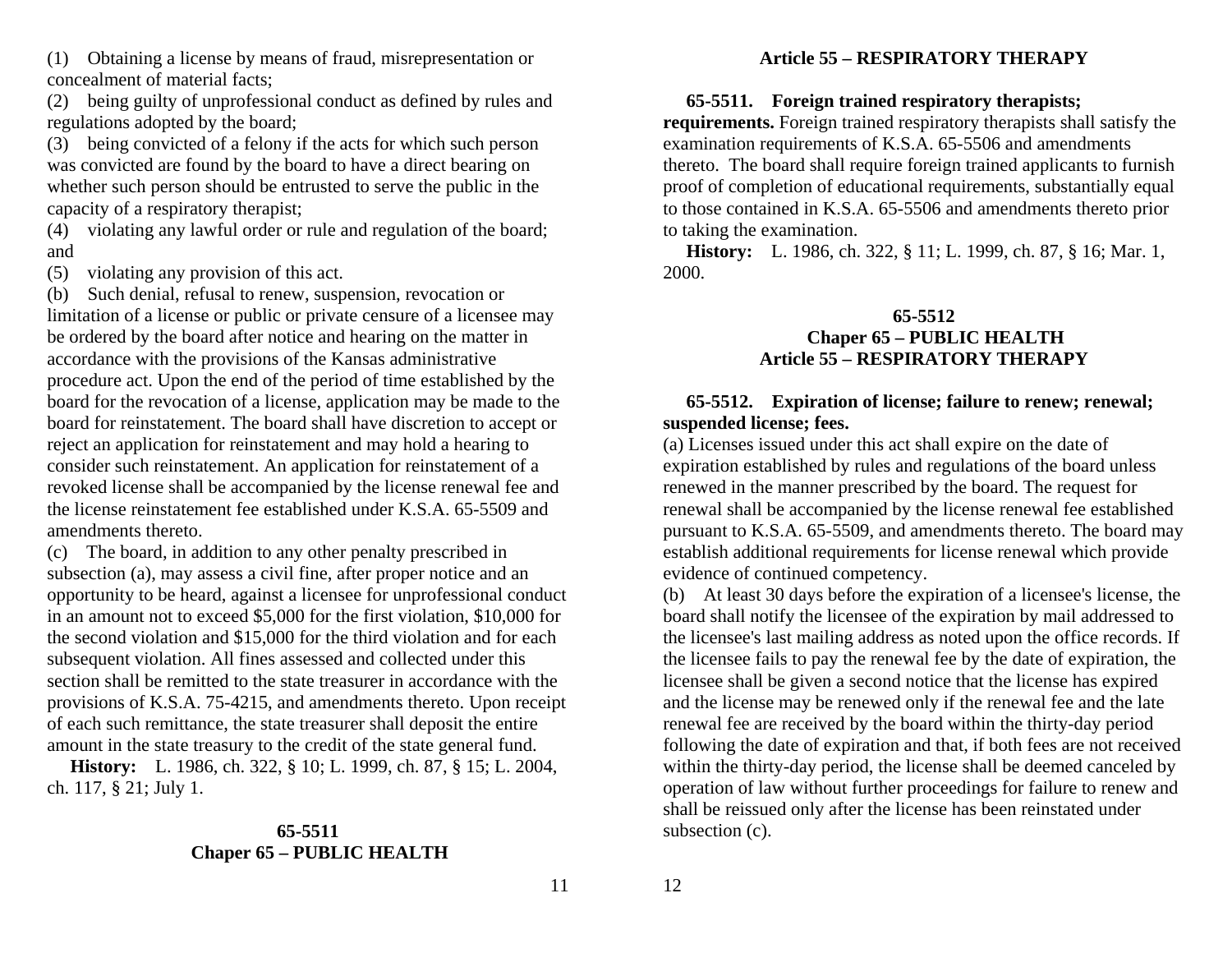(1) Obtaining a license by means of fraud, misrepresentation or concealment of material facts;

(2) being guilty of unprofessional conduct as defined by rules and regulations adopted by the board;

(3) being convicted of a felony if the acts for which such person was convicted are found by the board to have a direct bearing on whether such person should be entrusted to serve the public in the capacity of a respiratory therapist;

(4) violating any lawful order or rule and regulation of the board; and

(5) violating any provision of this act.

(b) Such denial, refusal to renew, suspension, revocation or limitation of a license or public or private censure of a licensee may be ordered by the board after notice and hearing on the matter in accordance with the provisions of the Kansas administrative procedure act. Upon the end of the period of time established by the board for the revocation of a license, application may be made to the board for reinstatement. The board shall have discretion to accept or reject an application for reinstatement and may hold a hearing to consider such reinstatement. An application for reinstatement of a revoked license shall be accompanied by the license renewal fee and the license reinstatement fee established under K.S.A. 65-5509 and amendments thereto.

(c) The board, in addition to any other penalty prescribed in subsection (a), may assess a civil fine, after proper notice and an opportunity to be heard, against a licensee for unprofessional conduct in an amount not to exceed $5,000 for the first violation, $10,000 for the second violation and $15,000 for the third violation and for each subsequent violation. All fines assessed and collected under this section shall be remitted to the state treasurer in accordance with the provisions of K.S.A. 75-4215, and amendments thereto. Upon receipt of each such remittance, the state treasurer shall deposit the entire amount in the state treasury to the credit of the state general fund.

**History:** L. 1986, ch. 322, § 10; L. 1999, ch. 87, § 15; L. 2004, ch. 117, § 21; July 1.

**65-5511**
**Chaper 65 – PUBLIC HEALTH**
**Article 55 – RESPIRATORY THERAPY**

**65-5511. Foreign trained respiratory therapists; requirements.** Foreign trained respiratory therapists shall satisfy the examination requirements of K.S.A. 65-5506 and amendments thereto. The board shall require foreign trained applicants to furnish proof of completion of educational requirements, substantially equal to those contained in K.S.A. 65-5506 and amendments thereto prior to taking the examination.

**History:** L. 1986, ch. 322, § 11; L. 1999, ch. 87, § 16; Mar. 1, 2000.

**65-5512**
**Chaper 65 – PUBLIC HEALTH**
**Article 55 – RESPIRATORY THERAPY**

**65-5512. Expiration of license; failure to renew; renewal; suspended license; fees.**

(a) Licenses issued under this act shall expire on the date of expiration established by rules and regulations of the board unless renewed in the manner prescribed by the board. The request for renewal shall be accompanied by the license renewal fee established pursuant to K.S.A. 65-5509, and amendments thereto. The board may establish additional requirements for license renewal which provide evidence of continued competency.

(b) At least 30 days before the expiration of a licensee's license, the board shall notify the licensee of the expiration by mail addressed to the licensee's last mailing address as noted upon the office records. If the licensee fails to pay the renewal fee by the date of expiration, the licensee shall be given a second notice that the license has expired and the license may be renewed only if the renewal fee and the late renewal fee are received by the board within the thirty-day period following the date of expiration and that, if both fees are not received within the thirty-day period, the license shall be deemed canceled by operation of law without further proceedings for failure to renew and shall be reissued only after the license has been reinstated under subsection (c).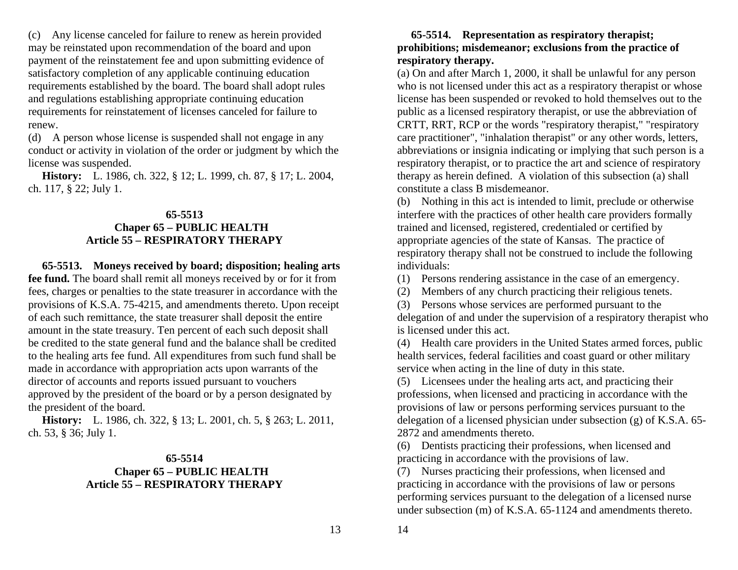(c) Any license canceled for failure to renew as herein provided may be reinstated upon recommendation of the board and upon payment of the reinstatement fee and upon submitting evidence of satisfactory completion of any applicable continuing education requirements established by the board. The board shall adopt rules and regulations establishing appropriate continuing education requirements for reinstatement of licenses canceled for failure to renew.

(d) A person whose license is suspended shall not engage in any conduct or activity in violation of the order or judgment by which the license was suspended.

**History:** L. 1986, ch. 322, § 12; L. 1999, ch. 87, § 17; L. 2004, ch. 117, § 22; July 1.

## 65-5513
## Chaper 65 – PUBLIC HEALTH
## Article 55 – RESPIRATORY THERAPY

**65-5513. Moneys received by board; disposition; healing arts fee fund.** The board shall remit all moneys received by or for it from fees, charges or penalties to the state treasurer in accordance with the provisions of K.S.A. 75-4215, and amendments thereto. Upon receipt of each such remittance, the state treasurer shall deposit the entire amount in the state treasury. Ten percent of each such deposit shall be credited to the state general fund and the balance shall be credited to the healing arts fee fund. All expenditures from such fund shall be made in accordance with appropriation acts upon warrants of the director of accounts and reports issued pursuant to vouchers approved by the president of the board or by a person designated by the president of the board.

**History:** L. 1986, ch. 322, § 13; L. 2001, ch. 5, § 263; L. 2011, ch. 53, § 36; July 1.

## 65-5514
## Chaper 65 – PUBLIC HEALTH
## Article 55 – RESPIRATORY THERAPY

**65-5514. Representation as respiratory therapist; prohibitions; misdemeanor; exclusions from the practice of respiratory therapy.**

(a) On and after March 1, 2000, it shall be unlawful for any person who is not licensed under this act as a respiratory therapist or whose license has been suspended or revoked to hold themselves out to the public as a licensed respiratory therapist, or use the abbreviation of CRTT, RRT, RCP or the words "respiratory therapist," "respiratory care practitioner", "inhalation therapist" or any other words, letters, abbreviations or insignia indicating or implying that such person is a respiratory therapist, or to practice the art and science of respiratory therapy as herein defined. A violation of this subsection (a) shall constitute a class B misdemeanor.

(b) Nothing in this act is intended to limit, preclude or otherwise interfere with the practices of other health care providers formally trained and licensed, registered, credentialed or certified by appropriate agencies of the state of Kansas. The practice of respiratory therapy shall not be construed to include the following individuals:

(1) Persons rendering assistance in the case of an emergency.

(2) Members of any church practicing their religious tenets.

(3) Persons whose services are performed pursuant to the delegation of and under the supervision of a respiratory therapist who is licensed under this act.

(4) Health care providers in the United States armed forces, public health services, federal facilities and coast guard or other military service when acting in the line of duty in this state.

(5) Licensees under the healing arts act, and practicing their professions, when licensed and practicing in accordance with the provisions of law or persons performing services pursuant to the delegation of a licensed physician under subsection (g) of K.S.A. 65-2872 and amendments thereto.

(6) Dentists practicing their professions, when licensed and practicing in accordance with the provisions of law.

(7) Nurses practicing their professions, when licensed and practicing in accordance with the provisions of law or persons performing services pursuant to the delegation of a licensed nurse under subsection (m) of K.S.A. 65-1124 and amendments thereto.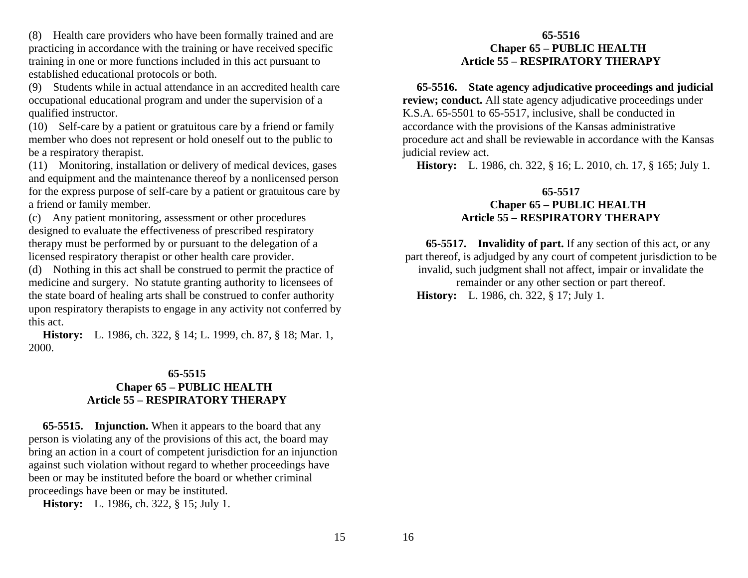(8) Health care providers who have been formally trained and are practicing in accordance with the training or have received specific training in one or more functions included in this act pursuant to established educational protocols or both.

(9) Students while in actual attendance in an accredited health care occupational educational program and under the supervision of a qualified instructor.

(10) Self-care by a patient or gratuitous care by a friend or family member who does not represent or hold oneself out to the public to be a respiratory therapist.

(11) Monitoring, installation or delivery of medical devices, gases and equipment and the maintenance thereof by a nonlicensed person for the express purpose of self-care by a patient or gratuitous care by a friend or family member.

(c) Any patient monitoring, assessment or other procedures designed to evaluate the effectiveness of prescribed respiratory therapy must be performed by or pursuant to the delegation of a licensed respiratory therapist or other health care provider.

(d) Nothing in this act shall be construed to permit the practice of medicine and surgery. No statute granting authority to licensees of the state board of healing arts shall be construed to confer authority upon respiratory therapists to engage in any activity not conferred by this act.

**History:** L. 1986, ch. 322, § 14; L. 1999, ch. 87, § 18; Mar. 1, 2000.

## 65-5515
### Chaper 65 – PUBLIC HEALTH
### Article 55 – RESPIRATORY THERAPY

**65-5515. Injunction.** When it appears to the board that any person is violating any of the provisions of this act, the board may bring an action in a court of competent jurisdiction for an injunction against such violation without regard to whether proceedings have been or may be instituted before the board or whether criminal proceedings have been or may be instituted.

**History:** L. 1986, ch. 322, § 15; July 1.

## 65-5516
### Chaper 65 – PUBLIC HEALTH
### Article 55 – RESPIRATORY THERAPY

**65-5516. State agency adjudicative proceedings and judicial review; conduct.** All state agency adjudicative proceedings under K.S.A. 65-5501 to 65-5517, inclusive, shall be conducted in accordance with the provisions of the Kansas administrative procedure act and shall be reviewable in accordance with the Kansas judicial review act.

**History:** L. 1986, ch. 322, § 16; L. 2010, ch. 17, § 165; July 1.

## 65-5517
### Chaper 65 – PUBLIC HEALTH
### Article 55 – RESPIRATORY THERAPY

**65-5517. Invalidity of part.** If any section of this act, or any part thereof, is adjudged by any court of competent jurisdiction to be invalid, such judgment shall not affect, impair or invalidate the remainder or any other section or part thereof.

**History:** L. 1986, ch. 322, § 17; July 1.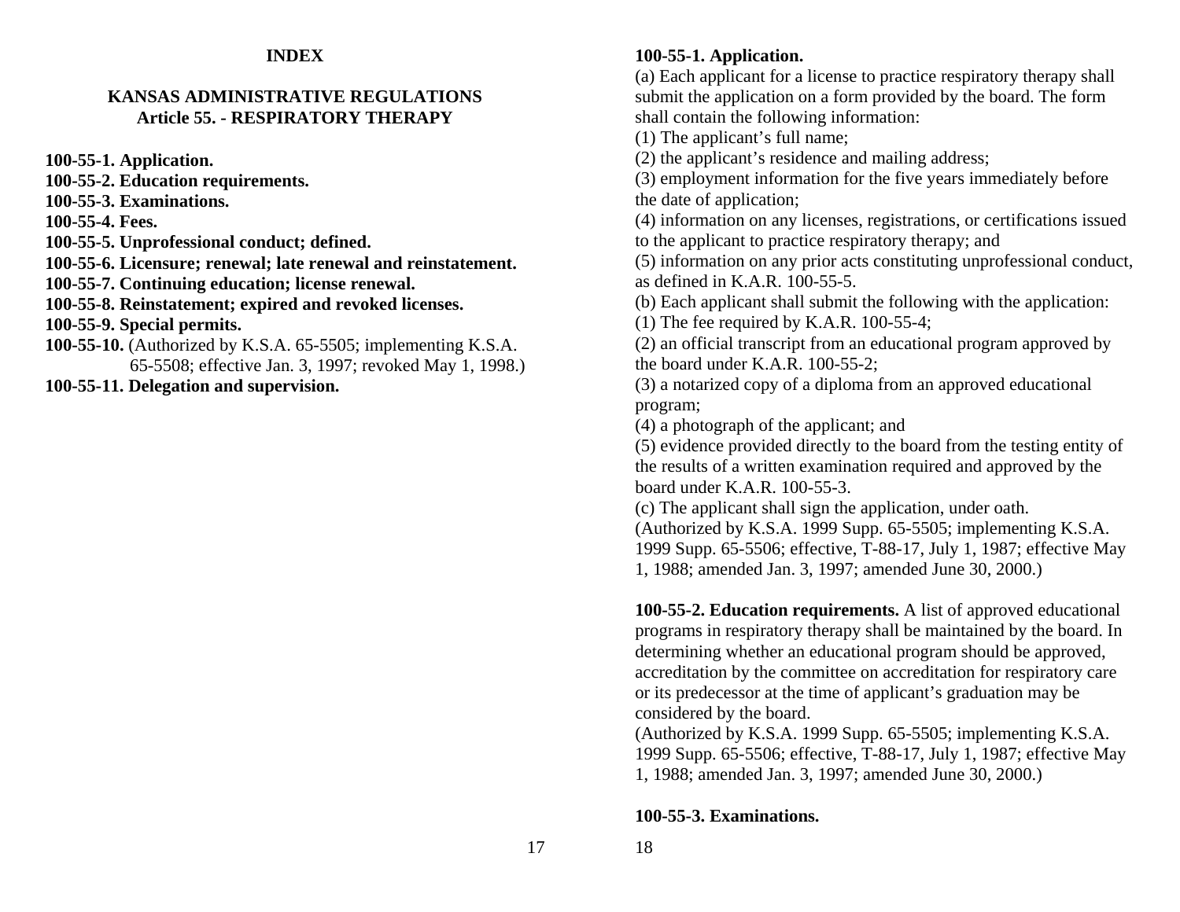# INDEX

## KANSAS ADMINISTRATIVE REGULATIONS
## Article 55. - RESPIRATORY THERAPY

**100-55-1. Application.**
**100-55-2. Education requirements.**
**100-55-3. Examinations.**
**100-55-4. Fees.**
**100-55-5. Unprofessional conduct; defined.**
**100-55-6. Licensure; renewal; late renewal and reinstatement.**
**100-55-7. Continuing education; license renewal.**
**100-55-8. Reinstatement; expired and revoked licenses.**
**100-55-9. Special permits.**
**100-55-10.** (Authorized by K.S.A. 65-5505; implementing K.S.A. 65-5508; effective Jan. 3, 1997; revoked May 1, 1998.)
**100-55-11. Delegation and supervision.**

**100-55-1. Application.**
(a) Each applicant for a license to practice respiratory therapy shall submit the application on a form provided by the board. The form shall contain the following information:
(1) The applicant's full name;
(2) the applicant's residence and mailing address;
(3) employment information for the five years immediately before the date of application;
(4) information on any licenses, registrations, or certifications issued to the applicant to practice respiratory therapy; and
(5) information on any prior acts constituting unprofessional conduct, as defined in K.A.R. 100-55-5.
(b) Each applicant shall submit the following with the application:
(1) The fee required by K.A.R. 100-55-4;
(2) an official transcript from an educational program approved by the board under K.A.R. 100-55-2;
(3) a notarized copy of a diploma from an approved educational program;
(4) a photograph of the applicant; and
(5) evidence provided directly to the board from the testing entity of the results of a written examination required and approved by the board under K.A.R. 100-55-3.
(c) The applicant shall sign the application, under oath.
(Authorized by K.S.A. 1999 Supp. 65-5505; implementing K.S.A. 1999 Supp. 65-5506; effective, T-88-17, July 1, 1987; effective May 1, 1988; amended Jan. 3, 1997; amended June 30, 2000.)

**100-55-2. Education requirements.** A list of approved educational programs in respiratory therapy shall be maintained by the board. In determining whether an educational program should be approved, accreditation by the committee on accreditation for respiratory care or its predecessor at the time of applicant's graduation may be considered by the board.
(Authorized by K.S.A. 1999 Supp. 65-5505; implementing K.S.A. 1999 Supp. 65-5506; effective, T-88-17, July 1, 1987; effective May 1, 1988; amended Jan. 3, 1997; amended June 30, 2000.)

**100-55-3. Examinations.**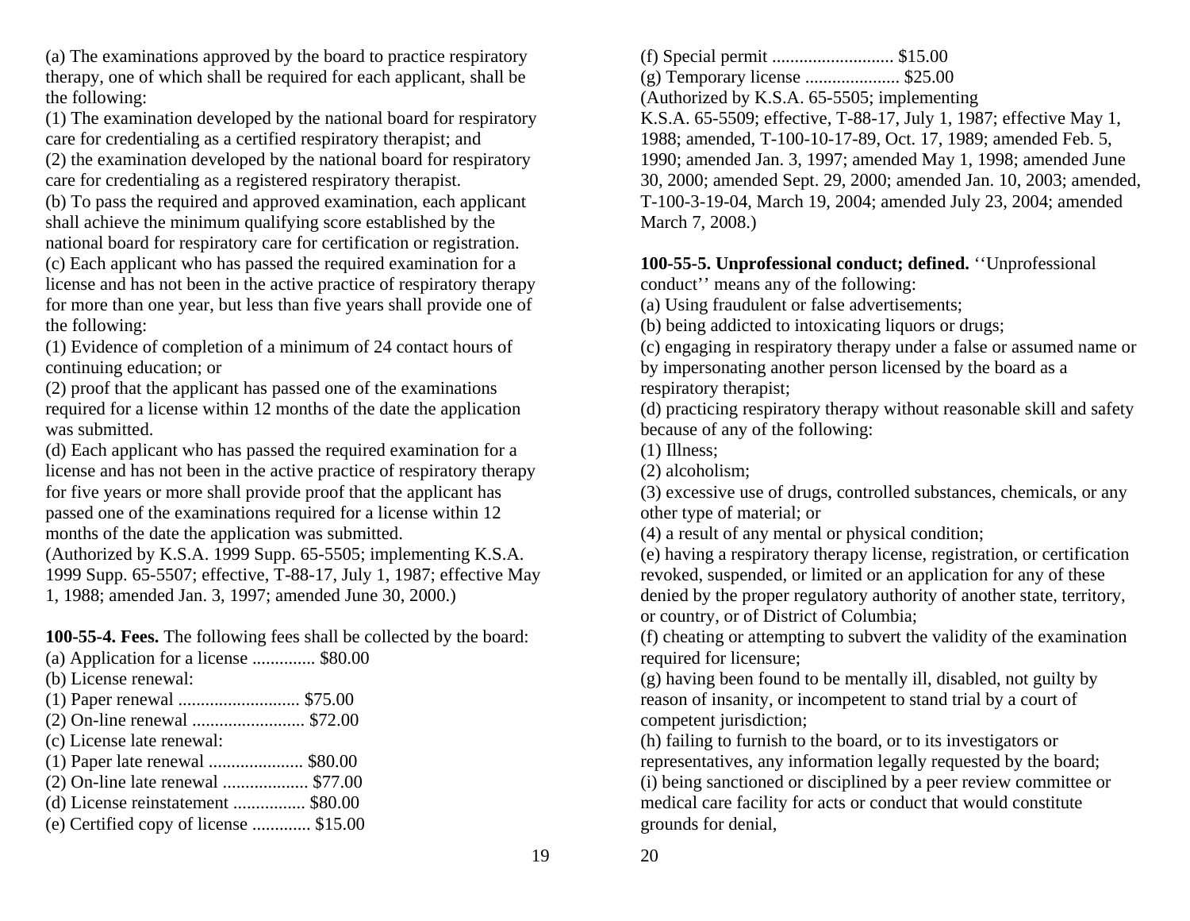(a) The examinations approved by the board to practice respiratory therapy, one of which shall be required for each applicant, shall be the following:

(1) The examination developed by the national board for respiratory care for credentialing as a certified respiratory therapist; and

(2) the examination developed by the national board for respiratory care for credentialing as a registered respiratory therapist.

(b) To pass the required and approved examination, each applicant shall achieve the minimum qualifying score established by the national board for respiratory care for certification or registration.

(c) Each applicant who has passed the required examination for a license and has not been in the active practice of respiratory therapy for more than one year, but less than five years shall provide one of the following:

(1) Evidence of completion of a minimum of 24 contact hours of continuing education; or

(2) proof that the applicant has passed one of the examinations required for a license within 12 months of the date the application was submitted.

(d) Each applicant who has passed the required examination for a license and has not been in the active practice of respiratory therapy for five years or more shall provide proof that the applicant has passed one of the examinations required for a license within 12 months of the date the application was submitted.

(Authorized by K.S.A. 1999 Supp. 65-5505; implementing K.S.A. 1999 Supp. 65-5507; effective, T-88-17, July 1, 1987; effective May 1, 1988; amended Jan. 3, 1997; amended June 30, 2000.)

**100-55-4. Fees.** The following fees shall be collected by the board:

(a) Application for a license .............. $80.00

(b) License renewal:

(1) Paper renewal ........................... $75.00

(2) On-line renewal ......................... $72.00

(c) License late renewal:

(1) Paper late renewal ..................... $80.00

(2) On-line late renewal ................... $77.00

(d) License reinstatement ................ $80.00

(e) Certified copy of license ............. $15.00

(f) Special permit ........................... $15.00

(g) Temporary license ..................... $25.00

(Authorized by K.S.A. 65-5505; implementing K.S.A. 65-5509; effective, T-88-17, July 1, 1987; effective May 1, 1988; amended, T-100-10-17-89, Oct. 17, 1989; amended Feb. 5, 1990; amended Jan. 3, 1997; amended May 1, 1998; amended June 30, 2000; amended Sept. 29, 2000; amended Jan. 10, 2003; amended, T-100-3-19-04, March 19, 2004; amended July 23, 2004; amended March 7, 2008.)

**100-55-5. Unprofessional conduct; defined.** ''Unprofessional conduct'' means any of the following:

(a) Using fraudulent or false advertisements;

(b) being addicted to intoxicating liquors or drugs;

(c) engaging in respiratory therapy under a false or assumed name or by impersonating another person licensed by the board as a respiratory therapist;

(d) practicing respiratory therapy without reasonable skill and safety because of any of the following:

(1) Illness;

(2) alcoholism;

(3) excessive use of drugs, controlled substances, chemicals, or any other type of material; or

(4) a result of any mental or physical condition;

(e) having a respiratory therapy license, registration, or certification revoked, suspended, or limited or an application for any of these denied by the proper regulatory authority of another state, territory, or country, or of District of Columbia;

(f) cheating or attempting to subvert the validity of the examination required for licensure;

(g) having been found to be mentally ill, disabled, not guilty by reason of insanity, or incompetent to stand trial by a court of competent jurisdiction;

(h) failing to furnish to the board, or to its investigators or representatives, any information legally requested by the board;

(i) being sanctioned or disciplined by a peer review committee or medical care facility for acts or conduct that would constitute grounds for denial,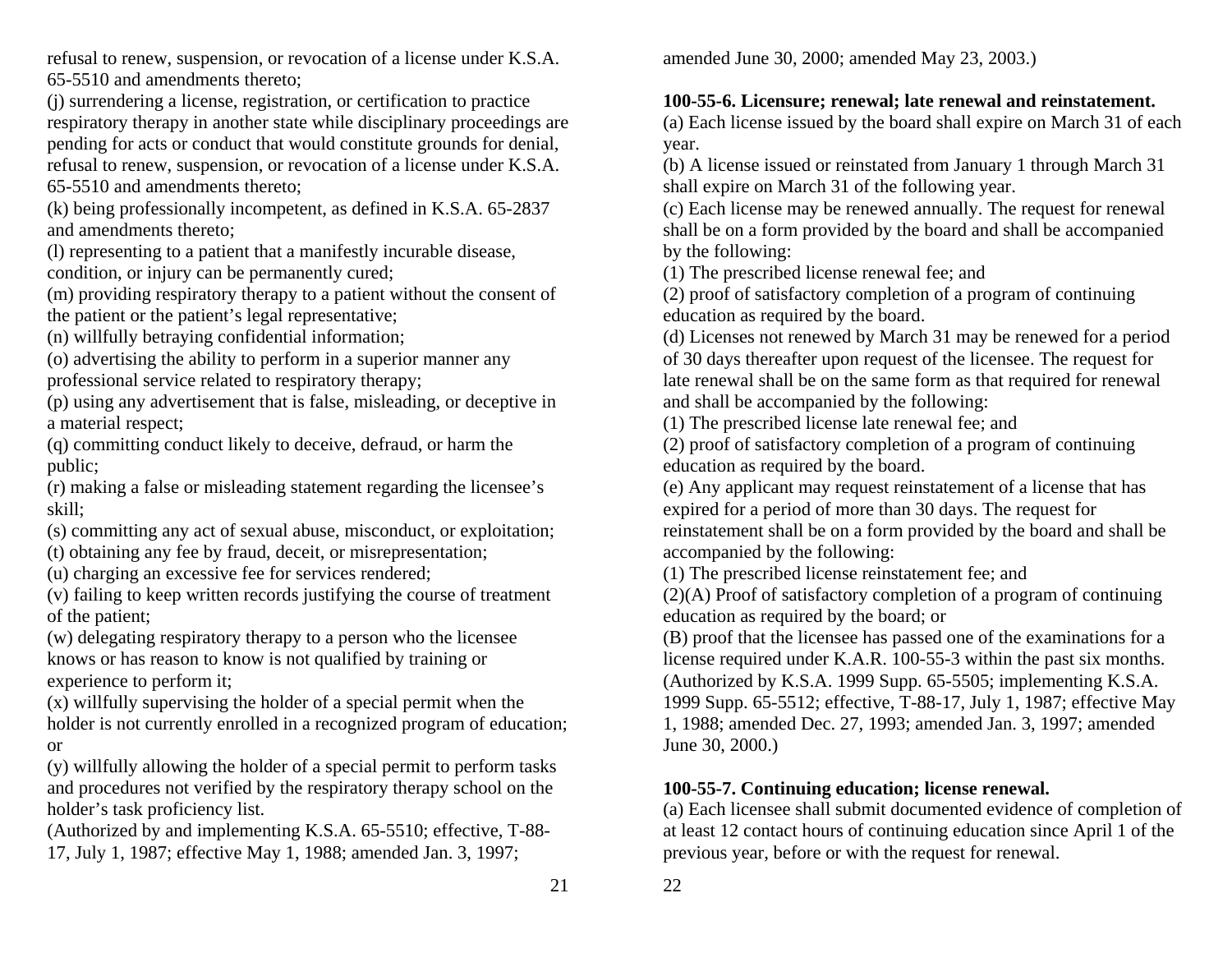refusal to renew, suspension, or revocation of a license under K.S.A. 65-5510 and amendments thereto;

(j) surrendering a license, registration, or certification to practice respiratory therapy in another state while disciplinary proceedings are pending for acts or conduct that would constitute grounds for denial, refusal to renew, suspension, or revocation of a license under K.S.A. 65-5510 and amendments thereto;

(k) being professionally incompetent, as defined in K.S.A. 65-2837 and amendments thereto;

(l) representing to a patient that a manifestly incurable disease, condition, or injury can be permanently cured;

(m) providing respiratory therapy to a patient without the consent of the patient or the patient's legal representative;

(n) willfully betraying confidential information;

(o) advertising the ability to perform in a superior manner any professional service related to respiratory therapy;

(p) using any advertisement that is false, misleading, or deceptive in a material respect;

(q) committing conduct likely to deceive, defraud, or harm the public;

(r) making a false or misleading statement regarding the licensee's skill;

(s) committing any act of sexual abuse, misconduct, or exploitation;

(t) obtaining any fee by fraud, deceit, or misrepresentation;

(u) charging an excessive fee for services rendered;

(v) failing to keep written records justifying the course of treatment of the patient;

(w) delegating respiratory therapy to a person who the licensee knows or has reason to know is not qualified by training or experience to perform it;

(x) willfully supervising the holder of a special permit when the holder is not currently enrolled in a recognized program of education; or

(y) willfully allowing the holder of a special permit to perform tasks and procedures not verified by the respiratory therapy school on the holder's task proficiency list.

(Authorized by and implementing K.S.A. 65-5510; effective, T-88-17, July 1, 1987; effective May 1, 1988; amended Jan. 3, 1997; amended June 30, 2000; amended May 23, 2003.)

**100-55-6. Licensure; renewal; late renewal and reinstatement.**

(a) Each license issued by the board shall expire on March 31 of each year.

(b) A license issued or reinstated from January 1 through March 31 shall expire on March 31 of the following year.

(c) Each license may be renewed annually. The request for renewal shall be on a form provided by the board and shall be accompanied by the following:

(1) The prescribed license renewal fee; and

(2) proof of satisfactory completion of a program of continuing education as required by the board.

(d) Licenses not renewed by March 31 may be renewed for a period of 30 days thereafter upon request of the licensee. The request for late renewal shall be on the same form as that required for renewal and shall be accompanied by the following:

(1) The prescribed license late renewal fee; and

(2) proof of satisfactory completion of a program of continuing education as required by the board.

(e) Any applicant may request reinstatement of a license that has expired for a period of more than 30 days. The request for reinstatement shall be on a form provided by the board and shall be accompanied by the following:

(1) The prescribed license reinstatement fee; and

(2)(A) Proof of satisfactory completion of a program of continuing education as required by the board; or

(B) proof that the licensee has passed one of the examinations for a license required under K.A.R. 100-55-3 within the past six months.

(Authorized by K.S.A. 1999 Supp. 65-5505; implementing K.S.A. 1999 Supp. 65-5512; effective, T-88-17, July 1, 1987; effective May 1, 1988; amended Dec. 27, 1993; amended Jan. 3, 1997; amended June 30, 2000.)

**100-55-7. Continuing education; license renewal.**

(a) Each licensee shall submit documented evidence of completion of at least 12 contact hours of continuing education since April 1 of the previous year, before or with the request for renewal.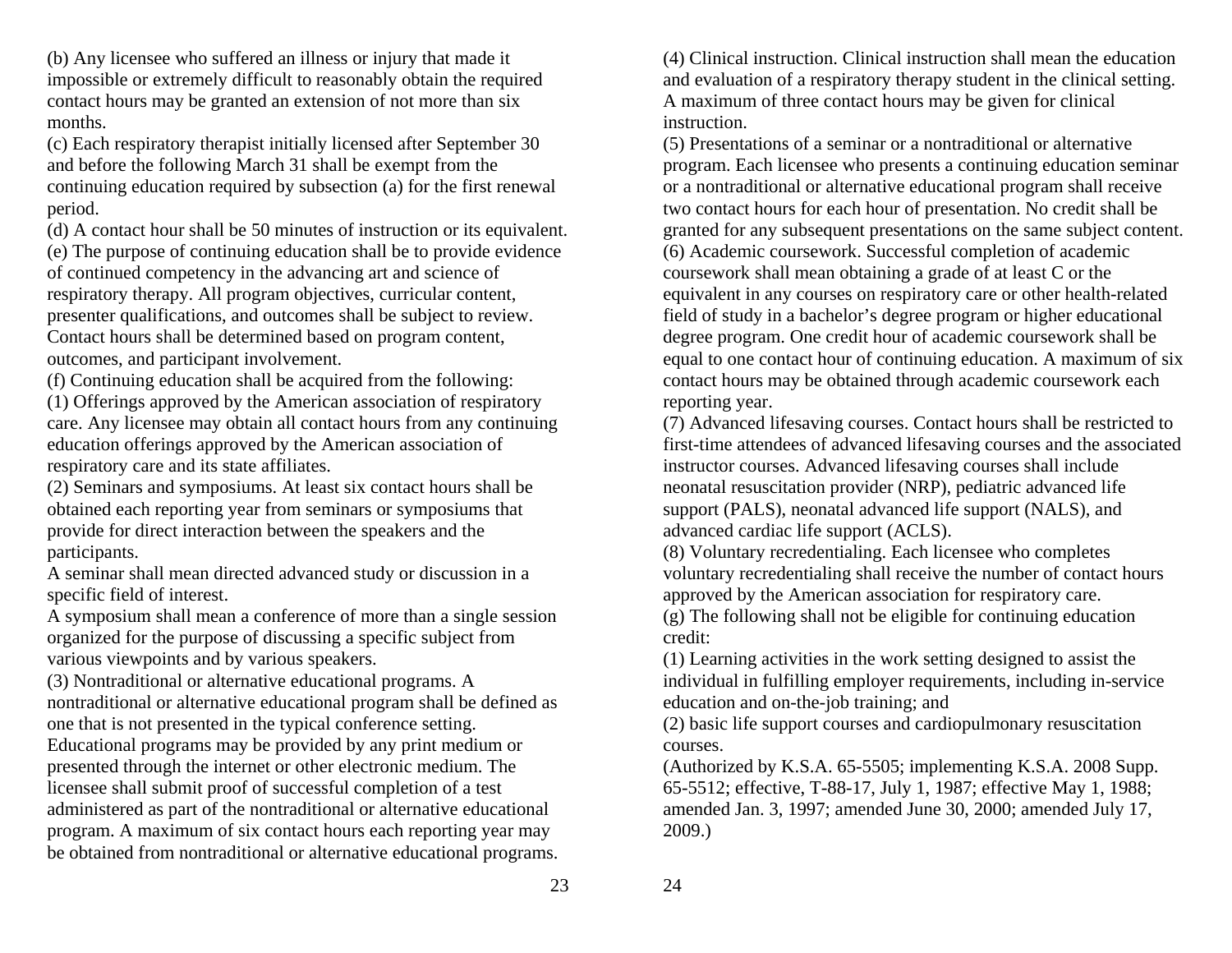(b) Any licensee who suffered an illness or injury that made it impossible or extremely difficult to reasonably obtain the required contact hours may be granted an extension of not more than six months.

(c) Each respiratory therapist initially licensed after September 30 and before the following March 31 shall be exempt from the continuing education required by subsection (a) for the first renewal period.

(d) A contact hour shall be 50 minutes of instruction or its equivalent.

(e) The purpose of continuing education shall be to provide evidence of continued competency in the advancing art and science of respiratory therapy. All program objectives, curricular content, presenter qualifications, and outcomes shall be subject to review. Contact hours shall be determined based on program content, outcomes, and participant involvement.

(f) Continuing education shall be acquired from the following:

(1) Offerings approved by the American association of respiratory care. Any licensee may obtain all contact hours from any continuing education offerings approved by the American association of respiratory care and its state affiliates.

(2) Seminars and symposiums. At least six contact hours shall be obtained each reporting year from seminars or symposiums that provide for direct interaction between the speakers and the participants.

A seminar shall mean directed advanced study or discussion in a specific field of interest.

A symposium shall mean a conference of more than a single session organized for the purpose of discussing a specific subject from various viewpoints and by various speakers.

(3) Nontraditional or alternative educational programs. A nontraditional or alternative educational program shall be defined as one that is not presented in the typical conference setting. Educational programs may be provided by any print medium or presented through the internet or other electronic medium. The licensee shall submit proof of successful completion of a test administered as part of the nontraditional or alternative educational program. A maximum of six contact hours each reporting year may be obtained from nontraditional or alternative educational programs.

(4) Clinical instruction. Clinical instruction shall mean the education and evaluation of a respiratory therapy student in the clinical setting. A maximum of three contact hours may be given for clinical instruction.

(5) Presentations of a seminar or a nontraditional or alternative program. Each licensee who presents a continuing education seminar or a nontraditional or alternative educational program shall receive two contact hours for each hour of presentation. No credit shall be granted for any subsequent presentations on the same subject content.

(6) Academic coursework. Successful completion of academic coursework shall mean obtaining a grade of at least C or the equivalent in any courses on respiratory care or other health-related field of study in a bachelor's degree program or higher educational degree program. One credit hour of academic coursework shall be equal to one contact hour of continuing education. A maximum of six contact hours may be obtained through academic coursework each reporting year.

(7) Advanced lifesaving courses. Contact hours shall be restricted to first-time attendees of advanced lifesaving courses and the associated instructor courses. Advanced lifesaving courses shall include neonatal resuscitation provider (NRP), pediatric advanced life support (PALS), neonatal advanced life support (NALS), and advanced cardiac life support (ACLS).

(8) Voluntary recredentialing. Each licensee who completes voluntary recredentialing shall receive the number of contact hours approved by the American association for respiratory care.

(g) The following shall not be eligible for continuing education credit:

(1) Learning activities in the work setting designed to assist the individual in fulfilling employer requirements, including in-service education and on-the-job training; and

(2) basic life support courses and cardiopulmonary resuscitation courses.

(Authorized by K.S.A. 65-5505; implementing K.S.A. 2008 Supp. 65-5512; effective, T-88-17, July 1, 1987; effective May 1, 1988; amended Jan. 3, 1997; amended June 30, 2000; amended July 17, 2009.)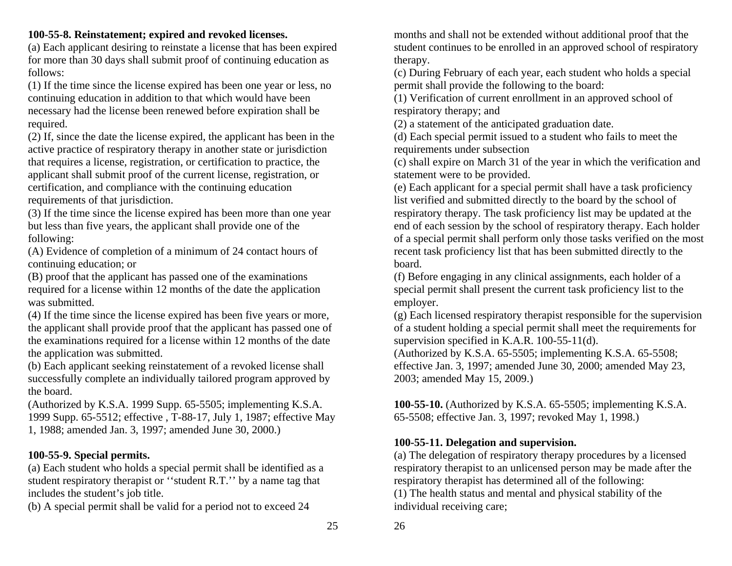**100-55-8. Reinstatement; expired and revoked licenses.**

(a) Each applicant desiring to reinstate a license that has been expired for more than 30 days shall submit proof of continuing education as follows:

(1) If the time since the license expired has been one year or less, no continuing education in addition to that which would have been necessary had the license been renewed before expiration shall be required.

(2) If, since the date the license expired, the applicant has been in the active practice of respiratory therapy in another state or jurisdiction that requires a license, registration, or certification to practice, the applicant shall submit proof of the current license, registration, or certification, and compliance with the continuing education requirements of that jurisdiction.

(3) If the time since the license expired has been more than one year but less than five years, the applicant shall provide one of the following:

(A) Evidence of completion of a minimum of 24 contact hours of continuing education; or

(B) proof that the applicant has passed one of the examinations required for a license within 12 months of the date the application was submitted.

(4) If the time since the license expired has been five years or more, the applicant shall provide proof that the applicant has passed one of the examinations required for a license within 12 months of the date the application was submitted.

(b) Each applicant seeking reinstatement of a revoked license shall successfully complete an individually tailored program approved by the board.

(Authorized by K.S.A. 1999 Supp. 65-5505; implementing K.S.A. 1999 Supp. 65-5512; effective , T-88-17, July 1, 1987; effective May 1, 1988; amended Jan. 3, 1997; amended June 30, 2000.)

**100-55-9. Special permits.**

(a) Each student who holds a special permit shall be identified as a student respiratory therapist or ''student R.T.'' by a name tag that includes the student's job title.

(b) A special permit shall be valid for a period not to exceed 24 months and shall not be extended without additional proof that the student continues to be enrolled in an approved school of respiratory therapy.

(c) During February of each year, each student who holds a special permit shall provide the following to the board:

(1) Verification of current enrollment in an approved school of respiratory therapy; and

(2) a statement of the anticipated graduation date.

(d) Each special permit issued to a student who fails to meet the requirements under subsection (c) shall expire on March 31 of the year in which the verification and statement were to be provided.

(e) Each applicant for a special permit shall have a task proficiency list verified and submitted directly to the board by the school of respiratory therapy. The task proficiency list may be updated at the end of each session by the school of respiratory therapy. Each holder of a special permit shall perform only those tasks verified on the most recent task proficiency list that has been submitted directly to the board.

(f) Before engaging in any clinical assignments, each holder of a special permit shall present the current task proficiency list to the employer.

(g) Each licensed respiratory therapist responsible for the supervision of a student holding a special permit shall meet the requirements for supervision specified in K.A.R. 100-55-11(d).

(Authorized by K.S.A. 65-5505; implementing K.S.A. 65-5508; effective Jan. 3, 1997; amended June 30, 2000; amended May 23, 2003; amended May 15, 2009.)

**100-55-10.** (Authorized by K.S.A. 65-5505; implementing K.S.A. 65-5508; effective Jan. 3, 1997; revoked May 1, 1998.)

**100-55-11. Delegation and supervision.**

(a) The delegation of respiratory therapy procedures by a licensed respiratory therapist to an unlicensed person may be made after the respiratory therapist has determined all of the following:

(1) The health status and mental and physical stability of the individual receiving care;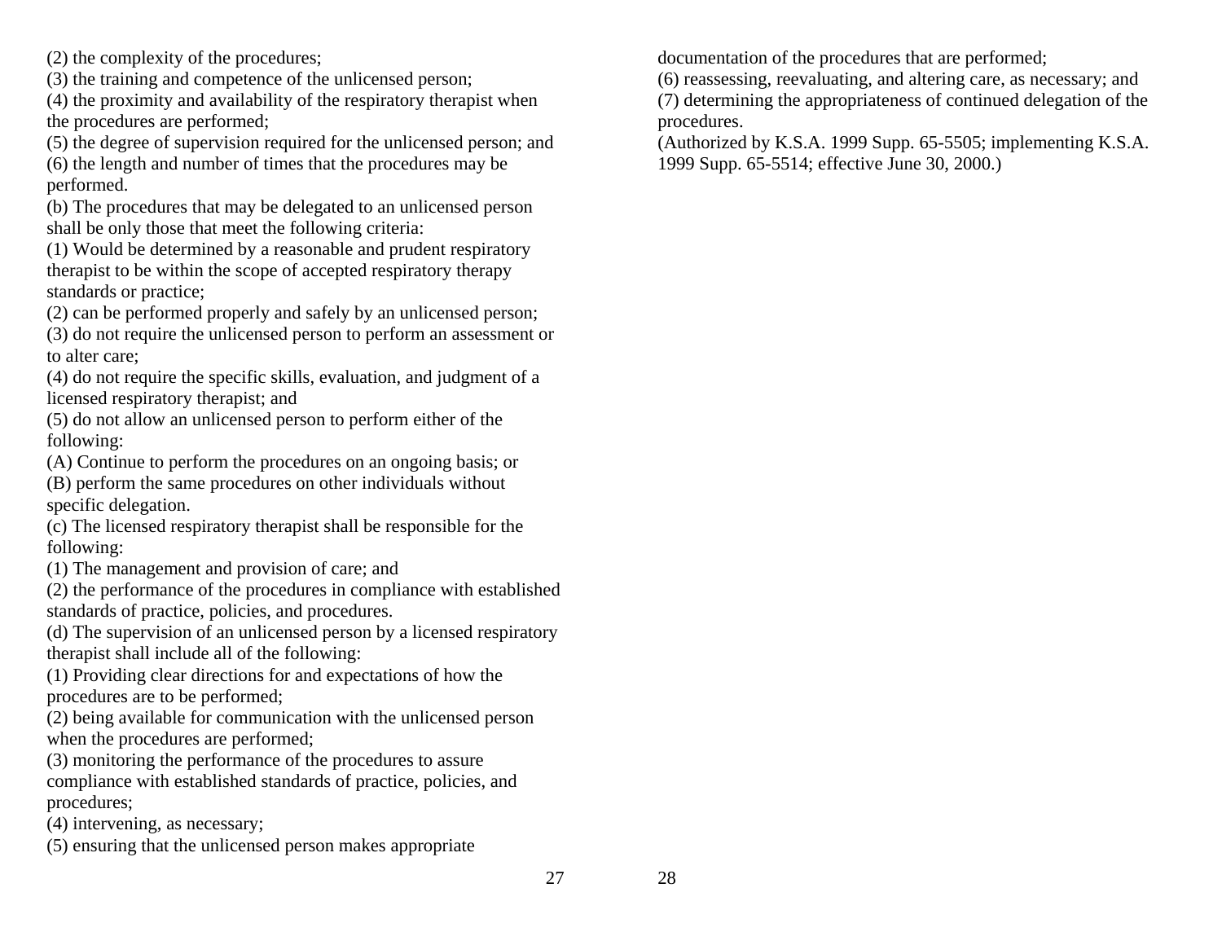(2) the complexity of the procedures;
(3) the training and competence of the unlicensed person;
(4) the proximity and availability of the respiratory therapist when the procedures are performed;
(5) the degree of supervision required for the unlicensed person; and
(6) the length and number of times that the procedures may be performed.

(b) The procedures that may be delegated to an unlicensed person shall be only those that meet the following criteria:
(1) Would be determined by a reasonable and prudent respiratory therapist to be within the scope of accepted respiratory therapy standards or practice;
(2) can be performed properly and safely by an unlicensed person;
(3) do not require the unlicensed person to perform an assessment or to alter care;
(4) do not require the specific skills, evaluation, and judgment of a licensed respiratory therapist; and
(5) do not allow an unlicensed person to perform either of the following:
(A) Continue to perform the procedures on an ongoing basis; or
(B) perform the same procedures on other individuals without specific delegation.

(c) The licensed respiratory therapist shall be responsible for the following:
(1) The management and provision of care; and
(2) the performance of the procedures in compliance with established standards of practice, policies, and procedures.

(d) The supervision of an unlicensed person by a licensed respiratory therapist shall include all of the following:
(1) Providing clear directions for and expectations of how the procedures are to be performed;
(2) being available for communication with the unlicensed person when the procedures are performed;
(3) monitoring the performance of the procedures to assure compliance with established standards of practice, policies, and procedures;
(4) intervening, as necessary;
(5) ensuring that the unlicensed person makes appropriate documentation of the procedures that are performed;
(6) reassessing, reevaluating, and altering care, as necessary; and
(7) determining the appropriateness of continued delegation of the procedures.

(Authorized by K.S.A. 1999 Supp. 65-5505; implementing K.S.A. 1999 Supp. 65-5514; effective June 30, 2000.)